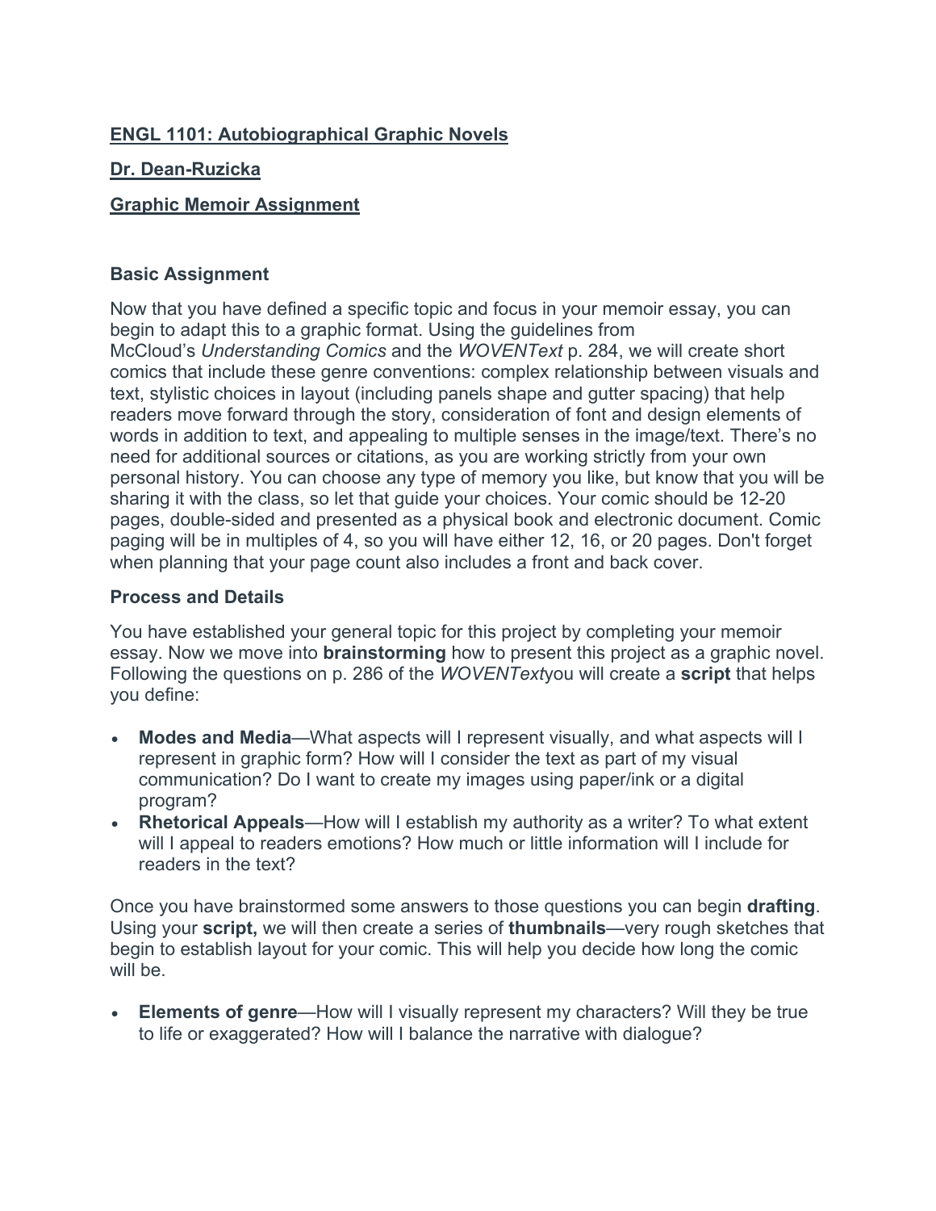**ENGL 1101: Autobiographical Graphic Novels**

**Dr. Dean-Ruzicka**

**Graphic Memoir Assignment**

### Basic Assignment

Now that you have defined a specific topic and focus in your memoir essay, you can begin to adapt this to a graphic format. Using the guidelines from McCloud's *Understanding Comics* and the *WOVENText* p. 284, we will create short comics that include these genre conventions: complex relationship between visuals and text, stylistic choices in layout (including panels shape and gutter spacing) that help readers move forward through the story, consideration of font and design elements of words in addition to text, and appealing to multiple senses in the image/text. There's no need for additional sources or citations, as you are working strictly from your own personal history. You can choose any type of memory you like, but know that you will be sharing it with the class, so let that guide your choices. Your comic should be 12-20 pages, double-sided and presented as a physical book and electronic document. Comic paging will be in multiples of 4, so you will have either 12, 16, or 20 pages. Don't forget when planning that your page count also includes a front and back cover.

### Process and Details

You have established your general topic for this project by completing your memoir essay. Now we move into **brainstorming** how to present this project as a graphic novel. Following the questions on p. 286 of the *WOVENText*you will create a **script** that helps you define:

- **Modes and Media**—What aspects will I represent visually, and what aspects will I represent in graphic form? How will I consider the text as part of my visual communication? Do I want to create my images using paper/ink or a digital program?
- **Rhetorical Appeals**—How will I establish my authority as a writer? To what extent will I appeal to readers emotions? How much or little information will I include for readers in the text?

Once you have brainstormed some answers to those questions you can begin **drafting**. Using your **script,** we will then create a series of **thumbnails**—very rough sketches that begin to establish layout for your comic. This will help you decide how long the comic will be.

- **Elements of genre**—How will I visually represent my characters? Will they be true to life or exaggerated? How will I balance the narrative with dialogue?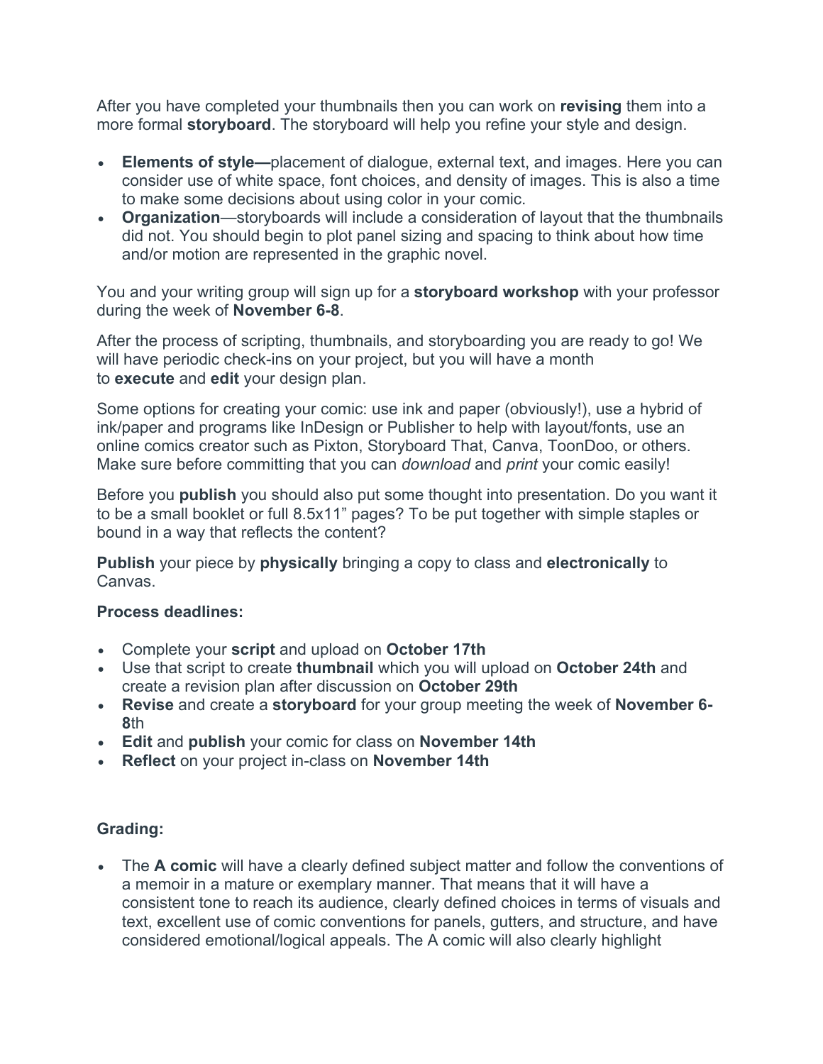After you have completed your thumbnails then you can work on **revising** them into a more formal **storyboard**. The storyboard will help you refine your style and design.

- **Elements of style—**placement of dialogue, external text, and images. Here you can consider use of white space, font choices, and density of images. This is also a time to make some decisions about using color in your comic.
- **Organization**—storyboards will include a consideration of layout that the thumbnails did not. You should begin to plot panel sizing and spacing to think about how time and/or motion are represented in the graphic novel.

You and your writing group will sign up for a **storyboard workshop** with your professor during the week of **November 6-8**.

After the process of scripting, thumbnails, and storyboarding you are ready to go! We will have periodic check-ins on your project, but you will have a month to **execute** and **edit** your design plan.

Some options for creating your comic: use ink and paper (obviously!), use a hybrid of ink/paper and programs like InDesign or Publisher to help with layout/fonts, use an online comics creator such as Pixton, Storyboard That, Canva, ToonDoo, or others. Make sure before committing that you can *download* and *print* your comic easily!

Before you **publish** you should also put some thought into presentation. Do you want it to be a small booklet or full 8.5x11" pages? To be put together with simple staples or bound in a way that reflects the content?

**Publish** your piece by **physically** bringing a copy to class and **electronically** to Canvas.

**Process deadlines:**

- Complete your **script** and upload on **October 17th**
- Use that script to create **thumbnail** which you will upload on **October 24th** and create a revision plan after discussion on **October 29th**
- **Revise** and create a **storyboard** for your group meeting the week of **November 6-8**th
- **Edit** and **publish** your comic for class on **November 14th**
- **Reflect** on your project in-class on **November 14th**

**Grading:**

- The **A comic** will have a clearly defined subject matter and follow the conventions of a memoir in a mature or exemplary manner. That means that it will have a consistent tone to reach its audience, clearly defined choices in terms of visuals and text, excellent use of comic conventions for panels, gutters, and structure, and have considered emotional/logical appeals. The A comic will also clearly highlight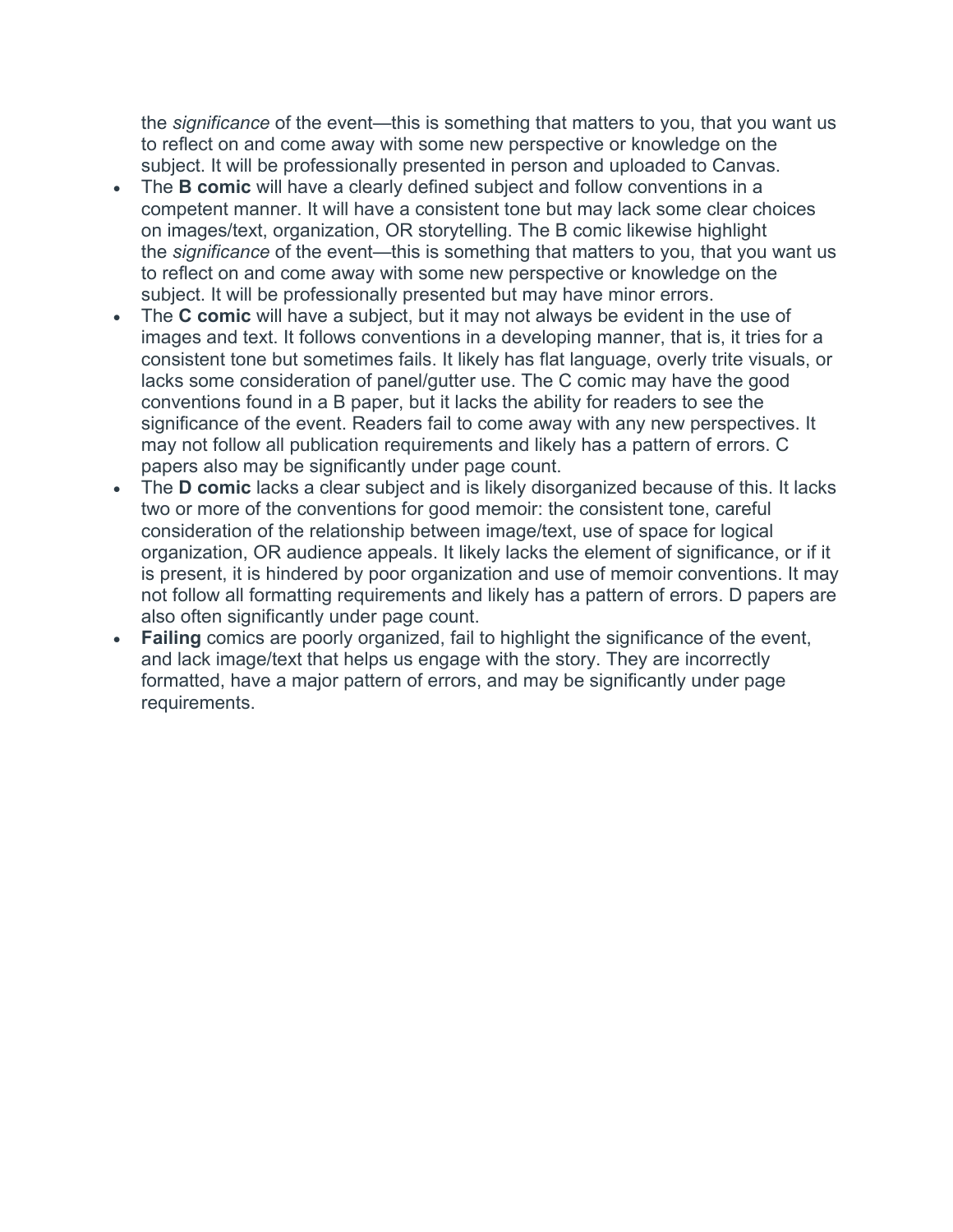the *significance* of the event—this is something that matters to you, that you want us to reflect on and come away with some new perspective or knowledge on the subject. It will be professionally presented in person and uploaded to Canvas.

- The **B comic** will have a clearly defined subject and follow conventions in a competent manner. It will have a consistent tone but may lack some clear choices on images/text, organization, OR storytelling. The B comic likewise highlight the *significance* of the event—this is something that matters to you, that you want us to reflect on and come away with some new perspective or knowledge on the subject. It will be professionally presented but may have minor errors.
- The **C comic** will have a subject, but it may not always be evident in the use of images and text. It follows conventions in a developing manner, that is, it tries for a consistent tone but sometimes fails. It likely has flat language, overly trite visuals, or lacks some consideration of panel/gutter use. The C comic may have the good conventions found in a B paper, but it lacks the ability for readers to see the significance of the event. Readers fail to come away with any new perspectives. It may not follow all publication requirements and likely has a pattern of errors. C papers also may be significantly under page count.
- The **D comic** lacks a clear subject and is likely disorganized because of this. It lacks two or more of the conventions for good memoir: the consistent tone, careful consideration of the relationship between image/text, use of space for logical organization, OR audience appeals. It likely lacks the element of significance, or if it is present, it is hindered by poor organization and use of memoir conventions. It may not follow all formatting requirements and likely has a pattern of errors. D papers are also often significantly under page count.
- **Failing** comics are poorly organized, fail to highlight the significance of the event, and lack image/text that helps us engage with the story. They are incorrectly formatted, have a major pattern of errors, and may be significantly under page requirements.